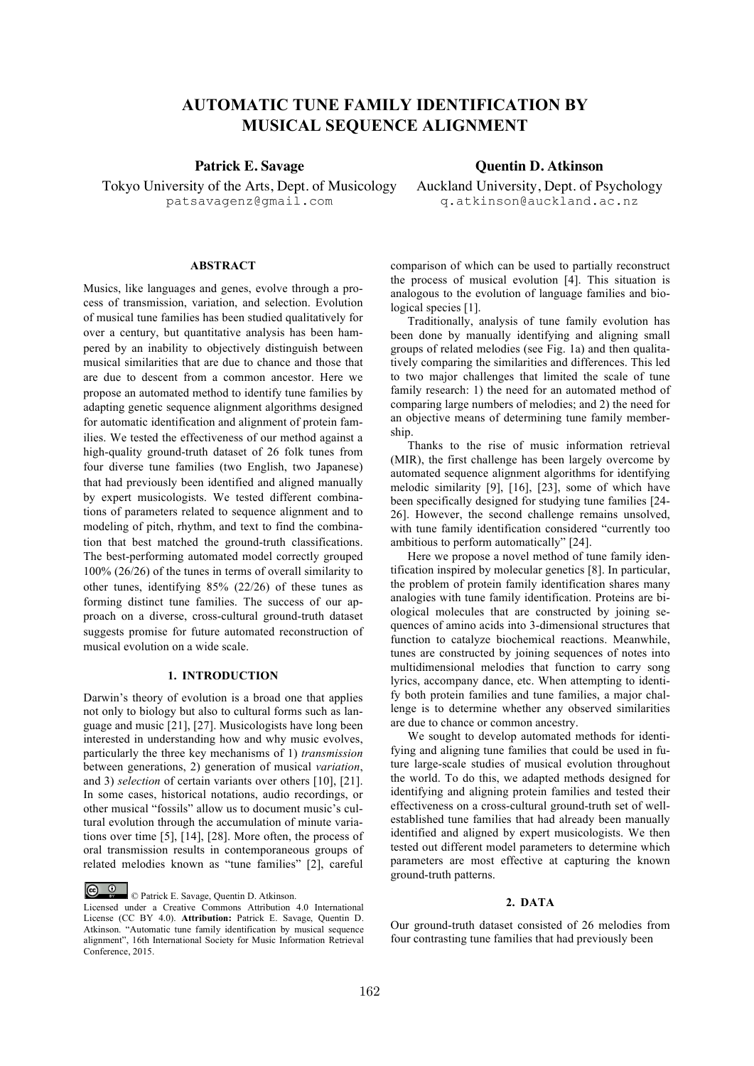# AUTOMATIC TUNE FAMILY IDENTIFICATION BY MUSICAL SEQUENCE ALIGNMENT

**Patrick E. Savage**
Tokyo University of the Arts, Dept. of Musicology
patsavagenz@gmail.com

**Quentin D. Atkinson**
Auckland University, Dept. of Psychology
q.atkinson@auckland.ac.nz

## ABSTRACT

Musics, like languages and genes, evolve through a process of transmission, variation, and selection. Evolution of musical tune families has been studied qualitatively for over a century, but quantitative analysis has been hampered by an inability to objectively distinguish between musical similarities that are due to chance and those that are due to descent from a common ancestor. Here we propose an automated method to identify tune families by adapting genetic sequence alignment algorithms designed for automatic identification and alignment of protein families. We tested the effectiveness of our method against a high-quality ground-truth dataset of 26 folk tunes from four diverse tune families (two English, two Japanese) that had previously been identified and aligned manually by expert musicologists. We tested different combinations of parameters related to sequence alignment and to modeling of pitch, rhythm, and text to find the combination that best matched the ground-truth classifications. The best-performing automated model correctly grouped 100% (26/26) of the tunes in terms of overall similarity to other tunes, identifying 85% (22/26) of these tunes as forming distinct tune families. The success of our approach on a diverse, cross-cultural ground-truth dataset suggests promise for future automated reconstruction of musical evolution on a wide scale.

## 1. INTRODUCTION

Darwin's theory of evolution is a broad one that applies not only to biology but also to cultural forms such as language and music [21], [27]. Musicologists have long been interested in understanding how and why music evolves, particularly the three key mechanisms of 1) *transmission* between generations, 2) generation of musical *variation*, and 3) *selection* of certain variants over others [10], [21]. In some cases, historical notations, audio recordings, or other musical "fossils" allow us to document music's cultural evolution through the accumulation of minute variations over time [5], [14], [28]. More often, the process of oral transmission results in contemporaneous groups of related melodies known as "tune families" [2], careful comparison of which can be used to partially reconstruct the process of musical evolution [4]. This situation is analogous to the evolution of language families and biological species [1].

Traditionally, analysis of tune family evolution has been done by manually identifying and aligning small groups of related melodies (see Fig. 1a) and then qualitatively comparing the similarities and differences. This led to two major challenges that limited the scale of tune family research: 1) the need for an automated method of comparing large numbers of melodies; and 2) the need for an objective means of determining tune family membership.

Thanks to the rise of music information retrieval (MIR), the first challenge has been largely overcome by automated sequence alignment algorithms for identifying melodic similarity [9], [16], [23], some of which have been specifically designed for studying tune families [24-26]. However, the second challenge remains unsolved, with tune family identification considered "currently too ambitious to perform automatically" [24].

Here we propose a novel method of tune family identification inspired by molecular genetics [8]. In particular, the problem of protein family identification shares many analogies with tune family identification. Proteins are biological molecules that are constructed by joining sequences of amino acids into 3-dimensional structures that function to catalyze biochemical reactions. Meanwhile, tunes are constructed by joining sequences of notes into multidimensional melodies that function to carry song lyrics, accompany dance, etc. When attempting to identify both protein families and tune families, a major challenge is to determine whether any observed similarities are due to chance or common ancestry.

We sought to develop automated methods for identifying and aligning tune families that could be used in future large-scale studies of musical evolution throughout the world. To do this, we adapted methods designed for identifying and aligning protein families and tested their effectiveness on a cross-cultural ground-truth set of well-established tune families that had already been manually identified and aligned by expert musicologists. We then tested out different model parameters to determine which parameters are most effective at capturing the known ground-truth patterns.

## 2. DATA

Our ground-truth dataset consisted of 26 melodies from four contrasting tune families that had previously been

© Patrick E. Savage, Quentin D. Atkinson.
Licensed under a Creative Commons Attribution 4.0 International License (CC BY 4.0). **Attribution:** Patrick E. Savage, Quentin D. Atkinson. "Automatic tune family identification by musical sequence alignment", 16th International Society for Music Information Retrieval Conference, 2015.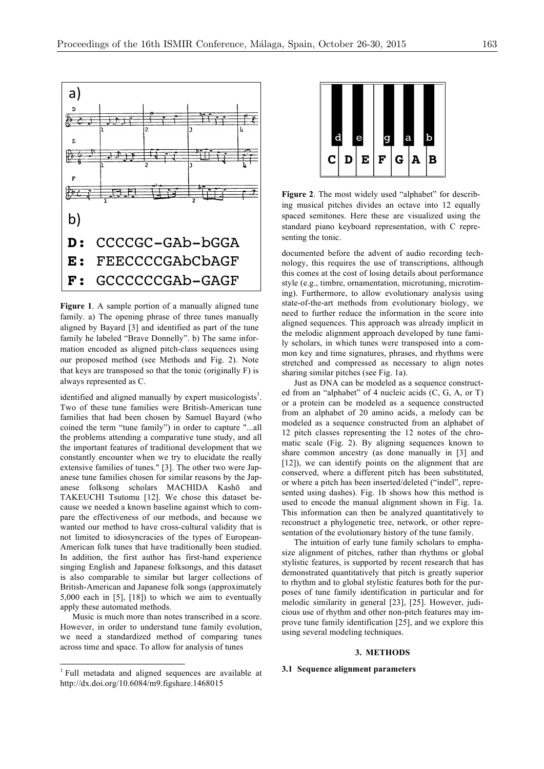**Figure 1**. A sample portion of a manually aligned tune family. a) The opening phrase of three tunes manually aligned by Bayard [3] and identified as part of the tune family he labeled "Brave Donnelly". b) The same information encoded as aligned pitch-class sequences using our proposed method (see Methods and Fig. 2). Note that keys are transposed so that the tonic (originally F) is always represented as C.

identified and aligned manually by expert musicologists[1]. Two of these tune families were British-American tune families that had been chosen by Samuel Bayard (who coined the term "tune family") in order to capture "...all the problems attending a comparative tune study, and all the important features of traditional development that we constantly encounter when we try to elucidate the really extensive families of tunes." [3]. The other two were Japanese tune families chosen for similar reasons by the Japanese folksong scholars MACHIDA Kashō and TAKEUCHI Tsutomu [12]. We chose this dataset because we needed a known baseline against which to compare the effectiveness of our methods, and because we wanted our method to have cross-cultural validity that is not limited to idiosyncracies of the types of European-American folk tunes that have traditionally been studied. In addition, the first author has first-hand experience singing English and Japanese folksongs, and this dataset is also comparable to similar but larger collections of British-American and Japanese folk songs (approximately 5,000 each in [5], [18]) to which we aim to eventually apply these automated methods.

Music is much more than notes transcribed in a score. However, in order to understand tune family evolution, we need a standardized method of comparing tunes across time and space. To allow for analysis of tunes documented before the advent of audio recording technology, this requires the use of transcriptions, although this comes at the cost of losing details about performance style (e.g., timbre, ornamentation, microtuning, microtiming). Furthermore, to allow evolutionary analysis using state-of-the-art methods from evolutionary biology, we need to further reduce the information in the score into aligned sequences. This approach was already implicit in the melodic alignment approach developed by tune family scholars, in which tunes were transposed into a common key and time signatures, phrases, and rhythms were stretched and compressed as necessary to align notes sharing similar pitches (see Fig. 1a).

Just as DNA can be modeled as a sequence constructed from an "alphabet" of 4 nucleic acids (C, G, A, or T) or a protein can be modeled as a sequence constructed from an alphabet of 20 amino acids, a melody can be modeled as a sequence constructed from an alphabet of 12 pitch classes representing the 12 notes of the chromatic scale (Fig. 2). By aligning sequences known to share common ancestry (as done manually in [3] and [12]), we can identify points on the alignment that are conserved, where a different pitch has been substituted, or where a pitch has been inserted/deleted ("indel", represented using dashes). Fig. 1b shows how this method is used to encode the manual alignment shown in Fig. 1a. This information can then be analyzed quantitatively to reconstruct a phylogenetic tree, network, or other representation of the evolutionary history of the tune family.

The intuition of early tune family scholars to emphasize alignment of pitches, rather than rhythms or global stylistic features, is supported by recent research that has demonstrated quantitatively that pitch is greatly superior to rhythm and to global stylistic features both for the purposes of tune family identification in particular and for melodic similarity in general [23], [25]. However, judicious use of rhythm and other non-pitch features may improve tune family identification [25], and we explore this using several modeling techniques.

**Figure 2**. The most widely used "alphabet" for describing musical pitches divides an octave into 12 equally spaced semitones. Here these are visualized using the standard piano keyboard representation, with C representing the tonic.

## 3. METHODS

### 3.1 Sequence alignment parameters

[1] Full metadata and aligned sequences are available at http://dx.doi.org/10.6084/m9.figshare.1468015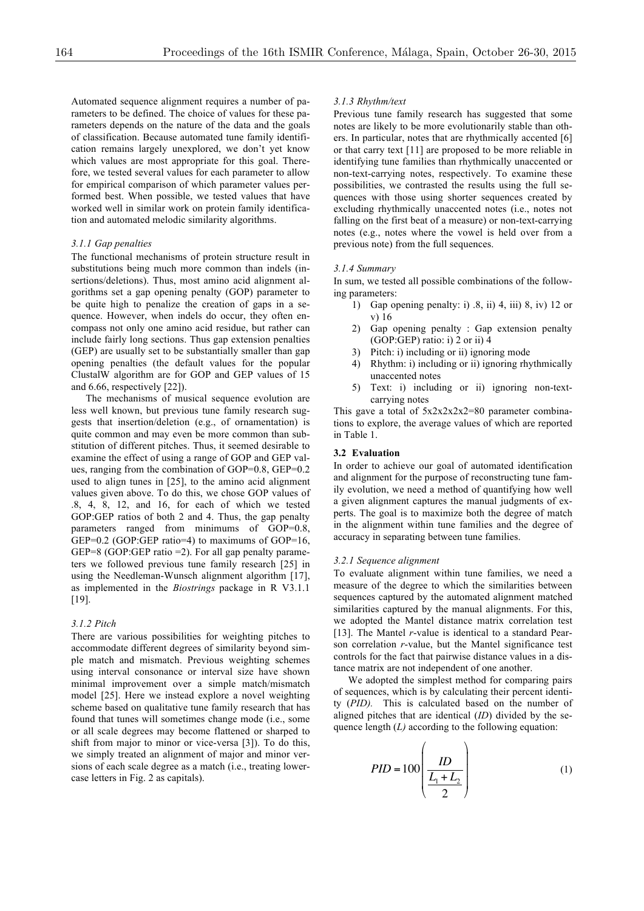Automated sequence alignment requires a number of parameters to be defined. The choice of values for these parameters depends on the nature of the data and the goals of classification. Because automated tune family identification remains largely unexplored, we don't yet know which values are most appropriate for this goal. Therefore, we tested several values for each parameter to allow for empirical comparison of which parameter values performed best. When possible, we tested values that have worked well in similar work on protein family identification and automated melodic similarity algorithms.

#### *3.1.1 Gap penalties*

The functional mechanisms of protein structure result in substitutions being much more common than indels (insertions/deletions). Thus, most amino acid alignment algorithms set a gap opening penalty (GOP) parameter to be quite high to penalize the creation of gaps in a sequence. However, when indels do occur, they often encompass not only one amino acid residue, but rather can include fairly long sections. Thus gap extension penalties (GEP) are usually set to be substantially smaller than gap opening penalties (the default values for the popular ClustalW algorithm are for GOP and GEP values of 15 and 6.66, respectively [22]).

The mechanisms of musical sequence evolution are less well known, but previous tune family research suggests that insertion/deletion (e.g., of ornamentation) is quite common and may even be more common than substitution of different pitches. Thus, it seemed desirable to examine the effect of using a range of GOP and GEP values, ranging from the combination of GOP=0.8, GEP=0.2 used to align tunes in [25], to the amino acid alignment values given above. To do this, we chose GOP values of .8, 4, 8, 12, and 16, for each of which we tested GOP:GEP ratios of both 2 and 4. Thus, the gap penalty parameters ranged from minimums of GOP=0.8, GEP=0.2 (GOP:GEP ratio=4) to maximums of GOP=16, GEP=8 (GOP:GEP ratio =2). For all gap penalty parameters we followed previous tune family research [25] in using the Needleman-Wunsch alignment algorithm [17], as implemented in the *Biostrings* package in R V3.1.1 [19].

#### *3.1.2 Pitch*

There are various possibilities for weighting pitches to accommodate different degrees of similarity beyond simple match and mismatch. Previous weighting schemes using interval consonance or interval size have shown minimal improvement over a simple match/mismatch model [25]. Here we instead explore a novel weighting scheme based on qualitative tune family research that has found that tunes will sometimes change mode (i.e., some or all scale degrees may become flattened or sharped to shift from major to minor or vice-versa [3]). To do this, we simply treated an alignment of major and minor versions of each scale degree as a match (i.e., treating lowercase letters in Fig. 2 as capitals).

#### *3.1.3 Rhythm/text*

Previous tune family research has suggested that some notes are likely to be more evolutionarily stable than others. In particular, notes that are rhythmically accented [6] or that carry text [11] are proposed to be more reliable in identifying tune families than rhythmically unaccented or non-text-carrying notes, respectively. To examine these possibilities, we contrasted the results using the full sequences with those using shorter sequences created by excluding rhythmically unaccented notes (i.e., notes not falling on the first beat of a measure) or non-text-carrying notes (e.g., notes where the vowel is held over from a previous note) from the full sequences.

#### *3.1.4 Summary*

In sum, we tested all possible combinations of the following parameters:

1) Gap opening penalty: i) .8, ii) 4, iii) 8, iv) 12 or v) 16
2) Gap opening penalty : Gap extension penalty (GOP:GEP) ratio: i) 2 or ii) 4
3) Pitch: i) including or ii) ignoring mode
4) Rhythm: i) including or ii) ignoring rhythmically unaccented notes
5) Text: i) including or ii) ignoring non-text-carrying notes

This gave a total of 5x2x2x2x2=80 parameter combinations to explore, the average values of which are reported in Table 1.

### **3.2 Evaluation**

In order to achieve our goal of automated identification and alignment for the purpose of reconstructing tune family evolution, we need a method of quantifying how well a given alignment captures the manual judgments of experts. The goal is to maximize both the degree of match in the alignment within tune families and the degree of accuracy in separating between tune families.

#### *3.2.1 Sequence alignment*

To evaluate alignment within tune families, we need a measure of the degree to which the similarities between sequences captured by the automated alignment matched similarities captured by the manual alignments. For this, we adopted the Mantel distance matrix correlation test [13]. The Mantel *r*-value is identical to a standard Pearson correlation *r*-value, but the Mantel significance test controls for the fact that pairwise distance values in a distance matrix are not independent of one another.

We adopted the simplest method for comparing pairs of sequences, which is by calculating their percent identity (*PID*). This is calculated based on the number of aligned pitches that are identical (*ID*) divided by the sequence length (*L*) according to the following equation:

$$PID = 100\left(\frac{ID}{\frac{L_1 + L_2}{2}}\right) \tag{1}$$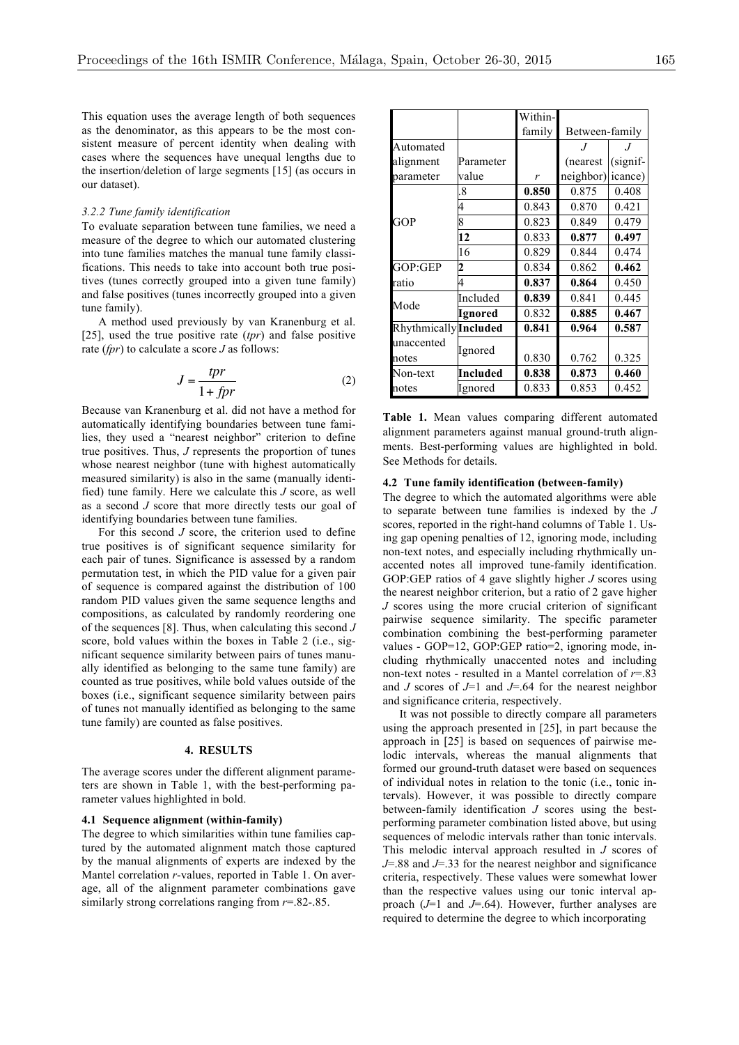This equation uses the average length of both sequences as the denominator, as this appears to be the most consistent measure of percent identity when dealing with cases where the sequences have unequal lengths due to the insertion/deletion of large segments [15] (as occurs in our dataset).

#### *3.2.2 Tune family identification*

To evaluate separation between tune families, we need a measure of the degree to which our automated clustering into tune families matches the manual tune family classifications. This needs to take into account both true positives (tunes correctly grouped into a given tune family) and false positives (tunes incorrectly grouped into a given tune family).

A method used previously by van Kranenburg et al. [25], used the true positive rate (*tpr*) and false positive rate (*fpr*) to calculate a score *J* as follows:

$$J = \frac{tpr}{1 + fpr} \tag{2}$$

Because van Kranenburg et al. did not have a method for automatically identifying boundaries between tune families, they used a "nearest neighbor" criterion to define true positives. Thus, *J* represents the proportion of tunes whose nearest neighbor (tune with highest automatically measured similarity) is also in the same (manually identified) tune family. Here we calculate this *J* score, as well as a second *J* score that more directly tests our goal of identifying boundaries between tune families.

For this second *J* score, the criterion used to define true positives is of significant sequence similarity for each pair of tunes. Significance is assessed by a random permutation test, in which the PID value for a given pair of sequence is compared against the distribution of 100 random PID values given the same sequence lengths and compositions, as calculated by randomly reordering one of the sequences [8]. Thus, when calculating this second *J* score, bold values within the boxes in Table 2 (i.e., significant sequence similarity between pairs of tunes manually identified as belonging to the same tune family) are counted as true positives, while bold values outside of the boxes (i.e., significant sequence similarity between pairs of tunes not manually identified as belonging to the same tune family) are counted as false positives.

## 4. RESULTS

The average scores under the different alignment parameters are shown in Table 1, with the best-performing parameter values highlighted in bold.

### 4.1 Sequence alignment (within-family)

The degree to which similarities within tune families captured by the automated alignment match those captured by the manual alignments of experts are indexed by the Mantel correlation *r*-values, reported in Table 1. On average, all of the alignment parameter combinations gave similarly strong correlations ranging from *r*=.82-.85.

| Automated alignment parameter | Parameter value | Within-family | Between-family | |
|---|---|---|---|---|
| | | $r$ | $J$ (nearest neighbor) | $J$ (significance) |
| GOP | .8 | **0.850** | 0.875 | 0.408 |
| | 4 | 0.843 | 0.870 | 0.421 |
| | 8 | 0.823 | 0.849 | 0.479 |
| | **12** | 0.833 | **0.877** | **0.497** |
| | 16 | 0.829 | 0.844 | 0.474 |
| GOP:GEP ratio | **2** | 0.834 | 0.862 | **0.462** |
| | 4 | **0.837** | **0.864** | 0.450 |
| Mode | Included | **0.839** | 0.841 | 0.445 |
| | **Ignored** | 0.832 | **0.885** | **0.467** |
| Rhythmically unaccented notes | **Included** | **0.841** | **0.964** | **0.587** |
| | Ignored | 0.830 | 0.762 | 0.325 |
| Non-text notes | **Included** | **0.838** | **0.873** | **0.460** |
| | Ignored | 0.833 | 0.853 | 0.452 |

**Table 1.** Mean values comparing different automated alignment parameters against manual ground-truth alignments. Best-performing values are highlighted in bold. See Methods for details.

### 4.2 Tune family identification (between-family)

The degree to which the automated algorithms were able to separate between tune families is indexed by the *J* scores, reported in the right-hand columns of Table 1. Using gap opening penalties of 12, ignoring mode, including non-text notes, and especially including rhythmically unaccented notes all improved tune-family identification. GOP:GEP ratios of 4 gave slightly higher *J* scores using the nearest neighbor criterion, but a ratio of 2 gave higher *J* scores using the more crucial criterion of significant pairwise sequence similarity. The specific parameter combination combining the best-performing parameter values - GOP=12, GOP:GEP ratio=2, ignoring mode, including rhythmically unaccented notes and including non-text notes - resulted in a Mantel correlation of *r*=.83 and *J* scores of *J*=1 and *J*=.64 for the nearest neighbor and significance criteria, respectively.

It was not possible to directly compare all parameters using the approach presented in [25], in part because the approach in [25] is based on sequences of pairwise melodic intervals, whereas the manual alignments that formed our ground-truth dataset were based on sequences of individual notes in relation to the tonic (i.e., tonic intervals). However, it was possible to directly compare between-family identification *J* scores using the best-performing parameter combination listed above, but using sequences of melodic intervals rather than tonic intervals. This melodic interval approach resulted in *J* scores of *J*=.88 and *J*=.33 for the nearest neighbor and significance criteria, respectively. These values were somewhat lower than the respective values using our tonic interval approach (*J*=1 and *J*=.64). However, further analyses are required to determine the degree to which incorporating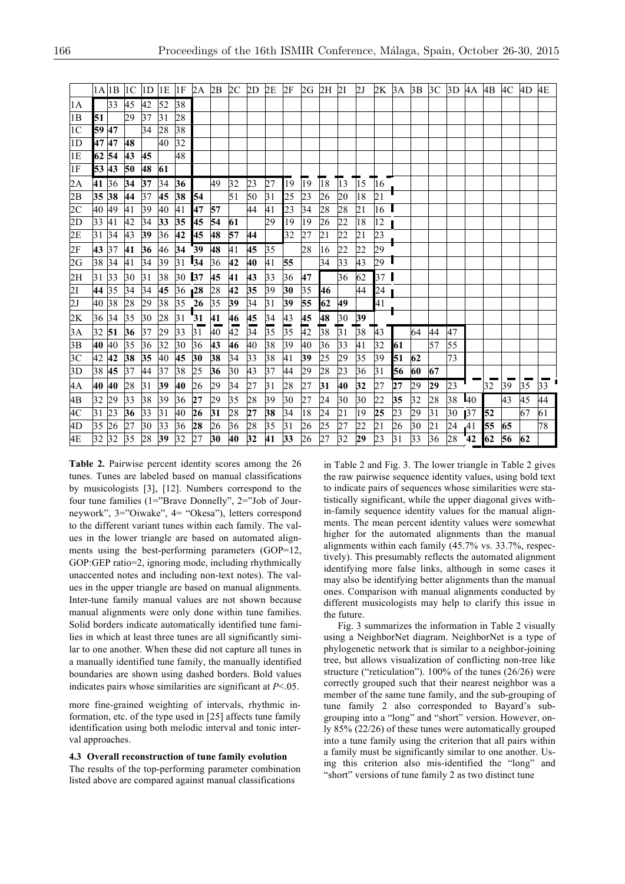| | 1A | 1B | 1C | 1D | 1E | 1F | 2A | 2B | 2C | 2D | 2E | 2F | 2G | 2H | 2I | 2J | 2K | 3A | 3B | 3C | 3D | 4A | 4B | 4C | 4D | 4E |
|---|---|---|---|---|---|---|---|---|---|---|---|---|---|---|---|---|---|---|---|---|---|---|---|---|---|---|
| 1A | | 33 | 45 | 42 | 52 | 38 | | | | | | | | | | | | | | | | | | | | |
| 1B | **51** | | 29 | 37 | 31 | 28 | | | | | | | | | | | | | | | | | | | | |
| 1C | **59** | **47** | | 34 | 28 | 38 | | | | | | | | | | | | | | | | | | | | |
| 1D | **47** | **47** | **48** | | 40 | 32 | | | | | | | | | | | | | | | | | | | | |
| 1E | **62** | **54** | **43** | **45** | | 48 | | | | | | | | | | | | | | | | | | | | |
| 1F | **53** | **43** | **50** | **48** | **61** | | | | | | | | | | | | | | | | | | | | | |
| 2A | **41** | 36 | **34** | **37** | 34 | **36** | | 49 | 32 | 23 | 27 | 19 | 19 | 18 | 13 | 15 | 16 | | | | | | | | | |
| 2B | **35** | **38** | **44** | 37 | **45** | **38** | **54** | | 51 | 50 | 31 | 25 | 23 | 26 | 20 | 18 | 21 | | | | | | | | | |
| 2C | 40 | 49 | 41 | 39 | 40 | 41 | **47** | **57** | | 44 | 41 | 23 | 34 | 28 | 28 | 21 | 16 | | | | | | | | | |
| 2D | 33 | 41 | 42 | 34 | **33** | **35** | **45** | **54** | **61** | | 29 | 19 | 19 | 26 | 22 | 18 | 12 | | | | | | | | | |
| 2E | 31 | 34 | 43 | **39** | 36 | **42** | **45** | **48** | **57** | **44** | | 32 | 27 | 21 | 22 | 21 | 23 | | | | | | | | | |
| 2F | **43** | 37 | **41** | **36** | 46 | **34** | **39** | **48** | 41 | **45** | 35 | | 28 | 16 | 22 | 22 | 29 | | | | | | | | | |
| 2G | 38 | 34 | 41 | 34 | 39 | 31 | **34** | 36 | **42** | **40** | 41 | **55** | | 34 | 33 | 43 | 29 | | | | | | | | | |
| 2H | 31 | 33 | 30 | 31 | 38 | 30 | **37** | **45** | **41** | **43** | 33 | 36 | **47** | | 36 | 62 | 37 | | | | | | | | | |
| 2I | **44** | 35 | 34 | 34 | **45** | 36 | **28** | 28 | **42** | **35** | 39 | **30** | 35 | **46** | | 44 | 24 | | | | | | | | | |
| 2J | 40 | 38 | 28 | 29 | 38 | 35 | **26** | 35 | **39** | 34 | 31 | **39** | **55** | **62** | **49** | | 41 | | | | | | | | | |
| 2K | 36 | 34 | 35 | 30 | 28 | 31 | **31** | **41** | **46** | **45** | 34 | 43 | **45** | **48** | 30 | **39** | | | | | | | | | | |
| 3A | 32 | **51** | **36** | 37 | 29 | 33 | 31 | 40 | 42 | 34 | 35 | 35 | 42 | 38 | 31 | 38 | 43 | | 64 | 44 | 47 | | | | | |
| 3B | **40** | 40 | 35 | 36 | 32 | 30 | 36 | **43** | **46** | 40 | 38 | 39 | 40 | 36 | 33 | 41 | 32 | **61** | | 57 | 55 | | | | | |
| 3C | 42 | **42** | **38** | **35** | 40 | **45** | 30 | **38** | 34 | 33 | 38 | 41 | **39** | 25 | 29 | 35 | 39 | **51** | **62** | | 73 | | | | | |
| 3D | 38 | **45** | 37 | 44 | 37 | 38 | 25 | **36** | 30 | 43 | 37 | 44 | 29 | 28 | 23 | 36 | 31 | **56** | **60** | **67** | | | | | | |
| 4A | **40** | **40** | 28 | 31 | **39** | **40** | 26 | 29 | 34 | 27 | 31 | 28 | 27 | **31** | **40** | **32** | 27 | **27** | 29 | **29** | 23 | | 32 | 39 | 35 | 33 |
| 4B | 32 | 29 | 33 | 38 | 39 | 36 | **27** | 29 | 35 | 28 | 39 | 30 | 27 | 24 | 30 | 30 | 22 | **35** | 32 | 28 | 38 | 40 | | 43 | 45 | 44 |
| 4C | 31 | 23 | **36** | 33 | 31 | 40 | **26** | **31** | 28 | **27** | **38** | 34 | 18 | 24 | 21 | 19 | **25** | 23 | 29 | 31 | 30 | 37 | **52** | | 67 | 61 |
| 4D | 35 | 26 | 27 | 30 | 33 | 36 | **28** | 26 | 36 | 28 | 35 | 31 | 26 | 25 | 27 | 22 | 21 | 26 | 30 | 21 | 24 | 41 | **55** | **65** | | 78 |
| 4E | 32 | 32 | 35 | 28 | **39** | 32 | 27 | **30** | **40** | **32** | **41** | **33** | 26 | 27 | 32 | **29** | 23 | 31 | 33 | 36 | 28 | **42** | **62** | **56** | **62** | |

**Table 2.** Pairwise percent identity scores among the 26 tunes. Tunes are labeled based on manual classifications by musicologists [3], [12]. Numbers correspond to the four tune families (1="Brave Donnelly", 2="Job of Journeywork", 3="Oiwake", 4= "Okesa"), letters correspond to the different variant tunes within each family. The values in the lower triangle are based on automated alignments using the best-performing parameters (GOP=12, GOP:GEP ratio=2, ignoring mode, including rhythmically unaccented notes and including non-text notes). The values in the upper triangle are based on manual alignments. Inter-tune family manual values are not shown because manual alignments were only done within tune families. Solid borders indicate automatically identified tune families in which at least three tunes are all significantly similar to one another. When these did not capture all tunes in a manually identified tune family, the manually identified boundaries are shown using dashed borders. Bold values indicates pairs whose similarities are significant at $P$<.05.

more fine-grained weighting of intervals, rhythmic information, etc. of the type used in [25] affects tune family identification using both melodic interval and tonic interval approaches.

### 4.3 Overall reconstruction of tune family evolution

The results of the top-performing parameter combination listed above are compared against manual classifications in Table 2 and Fig. 3. The lower triangle in Table 2 gives the raw pairwise sequence identity values, using bold text to indicate pairs of sequences whose similarities were statistically significant, while the upper diagonal gives within-family sequence identity values for the manual alignments. The mean percent identity values were somewhat higher for the automated alignments than the manual alignments within each family (45.7% vs. 33.7%, respectively). This presumably reflects the automated alignment identifying more false links, although in some cases it may also be identifying better alignments than the manual ones. Comparison with manual alignments conducted by different musicologists may help to clarify this issue in the future.

Fig. 3 summarizes the information in Table 2 visually using a NeighborNet diagram. NeighborNet is a type of phylogenetic network that is similar to a neighbor-joining tree, but allows visualization of conflicting non-tree like structure ("reticulation"). 100% of the tunes (26/26) were correctly grouped such that their nearest neighbor was a member of the same tune family, and the sub-grouping of tune family 2 also corresponded to Bayard's sub-grouping into a "long" and "short" version. However, only 85% (22/26) of these tunes were automatically grouped into a tune family using the criterion that all pairs within a family must be significantly similar to one another. Using this criterion also mis-identified the "long" and "short" versions of tune family 2 as two distinct tune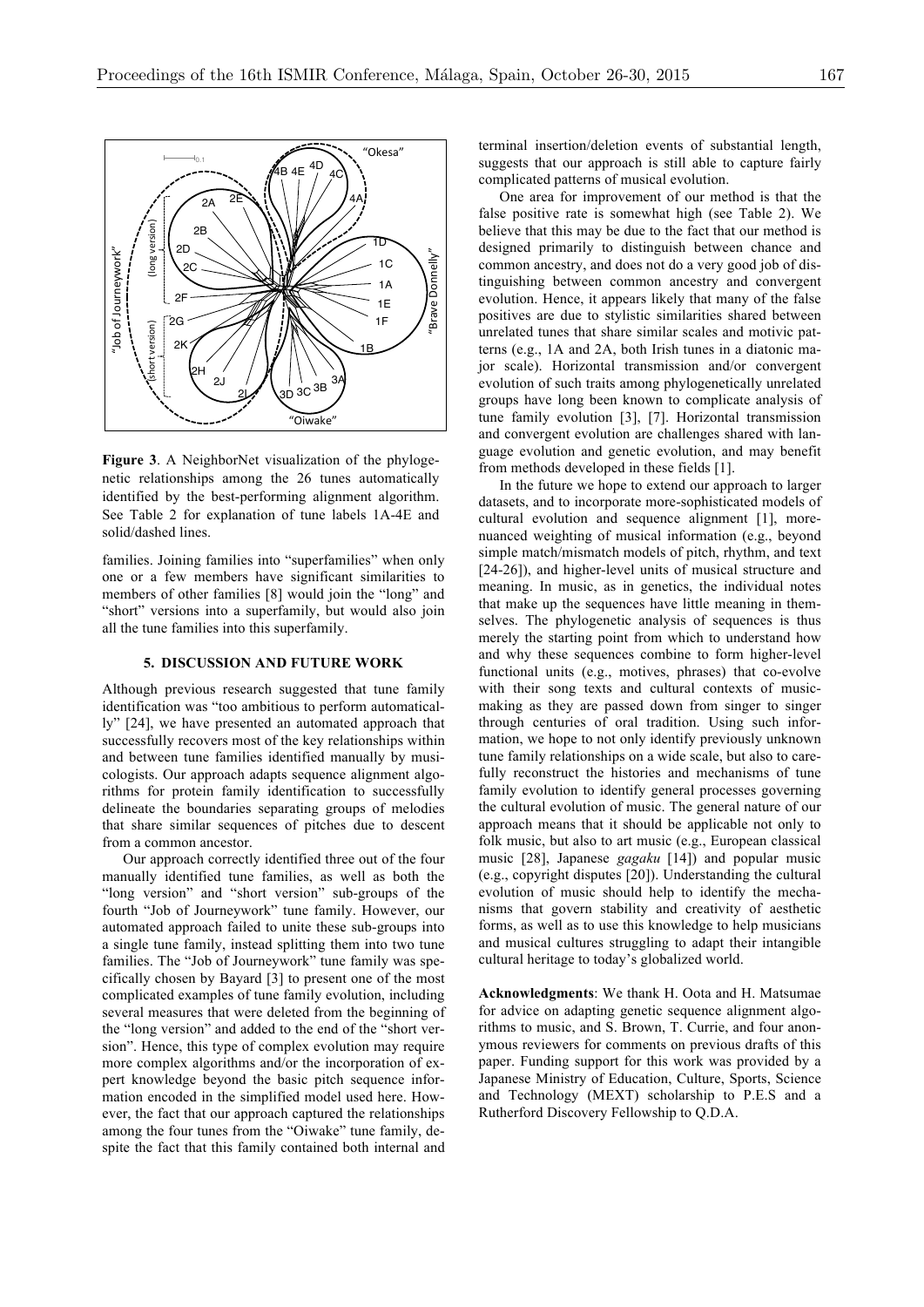Figure 3. A NeighborNet visualization of the phylogenetic relationships among the 26 tunes automatically identified by the best-performing alignment algorithm. See Table 2 for explanation of tune labels 1A-4E and solid/dashed lines.

families. Joining families into "superfamilies" when only one or a few members have significant similarities to members of other families [8] would join the "long" and "short" versions into a superfamily, but would also join all the tune families into this superfamily.

## 5. DISCUSSION AND FUTURE WORK

Although previous research suggested that tune family identification was "too ambitious to perform automatically" [24], we have presented an automated approach that successfully recovers most of the key relationships within and between tune families identified manually by musicologists. Our approach adapts sequence alignment algorithms for protein family identification to successfully delineate the boundaries separating groups of melodies that share similar sequences of pitches due to descent from a common ancestor.

Our approach correctly identified three out of the four manually identified tune families, as well as both the "long version" and "short version" sub-groups of the fourth "Job of Journeywork" tune family. However, our automated approach failed to unite these sub-groups into a single tune family, instead splitting them into two tune families. The "Job of Journeywork" tune family was specifically chosen by Bayard [3] to present one of the most complicated examples of tune family evolution, including several measures that were deleted from the beginning of the "long version" and added to the end of the "short version". Hence, this type of complex evolution may require more complex algorithms and/or the incorporation of expert knowledge beyond the basic pitch sequence information encoded in the simplified model used here. However, the fact that our approach captured the relationships among the four tunes from the "Oiwake" tune family, despite the fact that this family contained both internal and terminal insertion/deletion events of substantial length, suggests that our approach is still able to capture fairly complicated patterns of musical evolution.

One area for improvement of our method is that the false positive rate is somewhat high (see Table 2). We believe that this may be due to the fact that our method is designed primarily to distinguish between chance and common ancestry, and does not do a very good job of distinguishing between common ancestry and convergent evolution. Hence, it appears likely that many of the false positives are due to stylistic similarities shared between unrelated tunes that share similar scales and motivic patterns (e.g., 1A and 2A, both Irish tunes in a diatonic major scale). Horizontal transmission and/or convergent evolution of such traits among phylogenetically unrelated groups have long been known to complicate analysis of tune family evolution [3], [7]. Horizontal transmission and convergent evolution are challenges shared with language evolution and genetic evolution, and may benefit from methods developed in these fields [1].

In the future we hope to extend our approach to larger datasets, and to incorporate more-sophisticated models of cultural evolution and sequence alignment [1], more-nuanced weighting of musical information (e.g., beyond simple match/mismatch models of pitch, rhythm, and text [24-26]), and higher-level units of musical structure and meaning. In music, as in genetics, the individual notes that make up the sequences have little meaning in themselves. The phylogenetic analysis of sequences is thus merely the starting point from which to understand how and why these sequences combine to form higher-level functional units (e.g., motives, phrases) that co-evolve with their song texts and cultural contexts of music-making as they are passed down from singer to singer through centuries of oral tradition. Using such information, we hope to not only identify previously unknown tune family relationships on a wide scale, but also to carefully reconstruct the histories and mechanisms of tune family evolution to identify general processes governing the cultural evolution of music. The general nature of our approach means that it should be applicable not only to folk music, but also to art music (e.g., European classical music [28], Japanese *gagaku* [14]) and popular music (e.g., copyright disputes [20]). Understanding the cultural evolution of music should help to identify the mechanisms that govern stability and creativity of aesthetic forms, as well as to use this knowledge to help musicians and musical cultures struggling to adapt their intangible cultural heritage to today's globalized world.

**Acknowledgments**: We thank H. Oota and H. Matsumae for advice on adapting genetic sequence alignment algorithms to music, and S. Brown, T. Currie, and four anonymous reviewers for comments on previous drafts of this paper. Funding support for this work was provided by a Japanese Ministry of Education, Culture, Sports, Science and Technology (MEXT) scholarship to P.E.S and a Rutherford Discovery Fellowship to Q.D.A.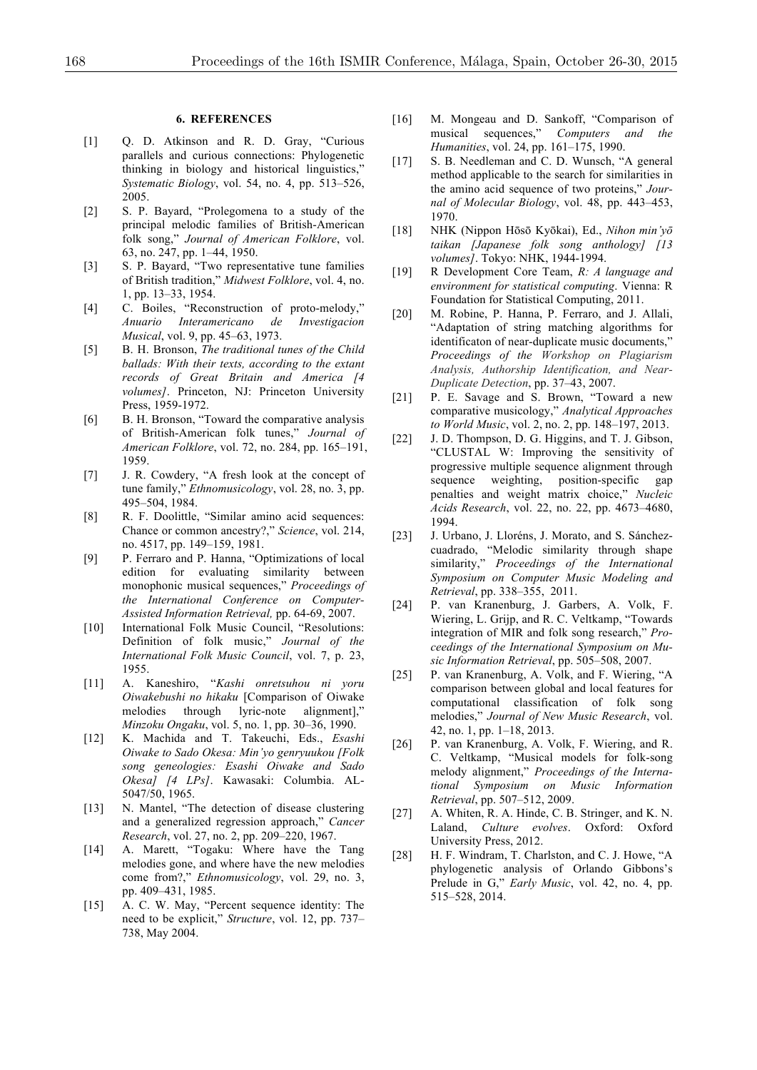### 6. REFERENCES

[1] Q. D. Atkinson and R. D. Gray, "Curious parallels and curious connections: Phylogenetic thinking in biology and historical linguistics," *Systematic Biology*, vol. 54, no. 4, pp. 513–526, 2005.

[2] S. P. Bayard, "Prolegomena to a study of the principal melodic families of British-American folk song," *Journal of American Folklore*, vol. 63, no. 247, pp. 1–44, 1950.

[3] S. P. Bayard, "Two representative tune families of British tradition," *Midwest Folklore*, vol. 4, no. 1, pp. 13–33, 1954.

[4] C. Boiles, "Reconstruction of proto-melody," *Anuario Interamericano de Investigacion Musical*, vol. 9, pp. 45–63, 1973.

[5] B. H. Bronson, *The traditional tunes of the Child ballads: With their texts, according to the extant records of Great Britain and America [4 volumes]*. Princeton, NJ: Princeton University Press, 1959-1972.

[6] B. H. Bronson, "Toward the comparative analysis of British-American folk tunes," *Journal of American Folklore*, vol. 72, no. 284, pp. 165–191, 1959.

[7] J. R. Cowdery, "A fresh look at the concept of tune family," *Ethnomusicology*, vol. 28, no. 3, pp. 495–504, 1984.

[8] R. F. Doolittle, "Similar amino acid sequences: Chance or common ancestry?," *Science*, vol. 214, no. 4517, pp. 149–159, 1981.

[9] P. Ferraro and P. Hanna, "Optimizations of local edition for evaluating similarity between monophonic musical sequences," *Proceedings of the International Conference on Computer-Assisted Information Retrieval,* pp. 64-69, 2007.

[10] International Folk Music Council, "Resolutions: Definition of folk music," *Journal of the International Folk Music Council*, vol. 7, p. 23, 1955.

[11] A. Kaneshiro, "*Kashi onretsuhou ni yoru Oiwakebushi no hikaku* [Comparison of Oiwake melodies through lyric-note alignment]," *Minzoku Ongaku*, vol. 5, no. 1, pp. 30–36, 1990.

[12] K. Machida and T. Takeuchi, Eds., *Esashi Oiwake to Sado Okesa: Min'yo genryuukou [Folk song geneologies: Esashi Oiwake and Sado Okesa] [4 LPs]*. Kawasaki: Columbia. AL-5047/50, 1965.

[13] N. Mantel, "The detection of disease clustering and a generalized regression approach," *Cancer Research*, vol. 27, no. 2, pp. 209–220, 1967.

[14] A. Marett, "Togaku: Where have the Tang melodies gone, and where have the new melodies come from?," *Ethnomusicology*, vol. 29, no. 3, pp. 409–431, 1985.

[15] A. C. W. May, "Percent sequence identity: The need to be explicit," *Structure*, vol. 12, pp. 737–738, May 2004.

[16] M. Mongeau and D. Sankoff, "Comparison of musical sequences," *Computers and the Humanities*, vol. 24, pp. 161–175, 1990.

[17] S. B. Needleman and C. D. Wunsch, "A general method applicable to the search for similarities in the amino acid sequence of two proteins," *Journal of Molecular Biology*, vol. 48, pp. 443–453, 1970.

[18] NHK (Nippon Hōsō Kyōkai), Ed., *Nihon min'yō taikan [Japanese folk song anthology] [13 volumes]*. Tokyo: NHK, 1944-1994.

[19] R Development Core Team, *R: A language and environment for statistical computing*. Vienna: R Foundation for Statistical Computing, 2011.

[20] M. Robine, P. Hanna, P. Ferraro, and J. Allali, "Adaptation of string matching algorithms for identificaton of near-duplicate music documents," *Proceedings of the Workshop on Plagiarism Analysis, Authorship Identification, and Near-Duplicate Detection*, pp. 37–43, 2007.

[21] P. E. Savage and S. Brown, "Toward a new comparative musicology," *Analytical Approaches to World Music*, vol. 2, no. 2, pp. 148–197, 2013.

[22] J. D. Thompson, D. G. Higgins, and T. J. Gibson, "CLUSTAL W: Improving the sensitivity of progressive multiple sequence alignment through sequence weighting, position-specific gap penalties and weight matrix choice," *Nucleic Acids Research*, vol. 22, no. 22, pp. 4673–4680, 1994.

[23] J. Urbano, J. Lloréns, J. Morato, and S. Sánchez-cuadrado, "Melodic similarity through shape similarity," *Proceedings of the International Symposium on Computer Music Modeling and Retrieval*, pp. 338–355, 2011.

[24] P. van Kranenburg, J. Garbers, A. Volk, F. Wiering, L. Grijp, and R. C. Veltkamp, "Towards integration of MIR and folk song research," *Proceedings of the International Symposium on Music Information Retrieval*, pp. 505–508, 2007.

[25] P. van Kranenburg, A. Volk, and F. Wiering, "A comparison between global and local features for computational classification of folk song melodies," *Journal of New Music Research*, vol. 42, no. 1, pp. 1–18, 2013.

[26] P. van Kranenburg, A. Volk, F. Wiering, and R. C. Veltkamp, "Musical models for folk-song melody alignment," *Proceedings of the International Symposium on Music Information Retrieval*, pp. 507–512, 2009.

[27] A. Whiten, R. A. Hinde, C. B. Stringer, and K. N. Laland, *Culture evolves*. Oxford: Oxford University Press, 2012.

[28] H. F. Windram, T. Charlston, and C. J. Howe, "A phylogenetic analysis of Orlando Gibbons's Prelude in G," *Early Music*, vol. 42, no. 4, pp. 515–528, 2014.